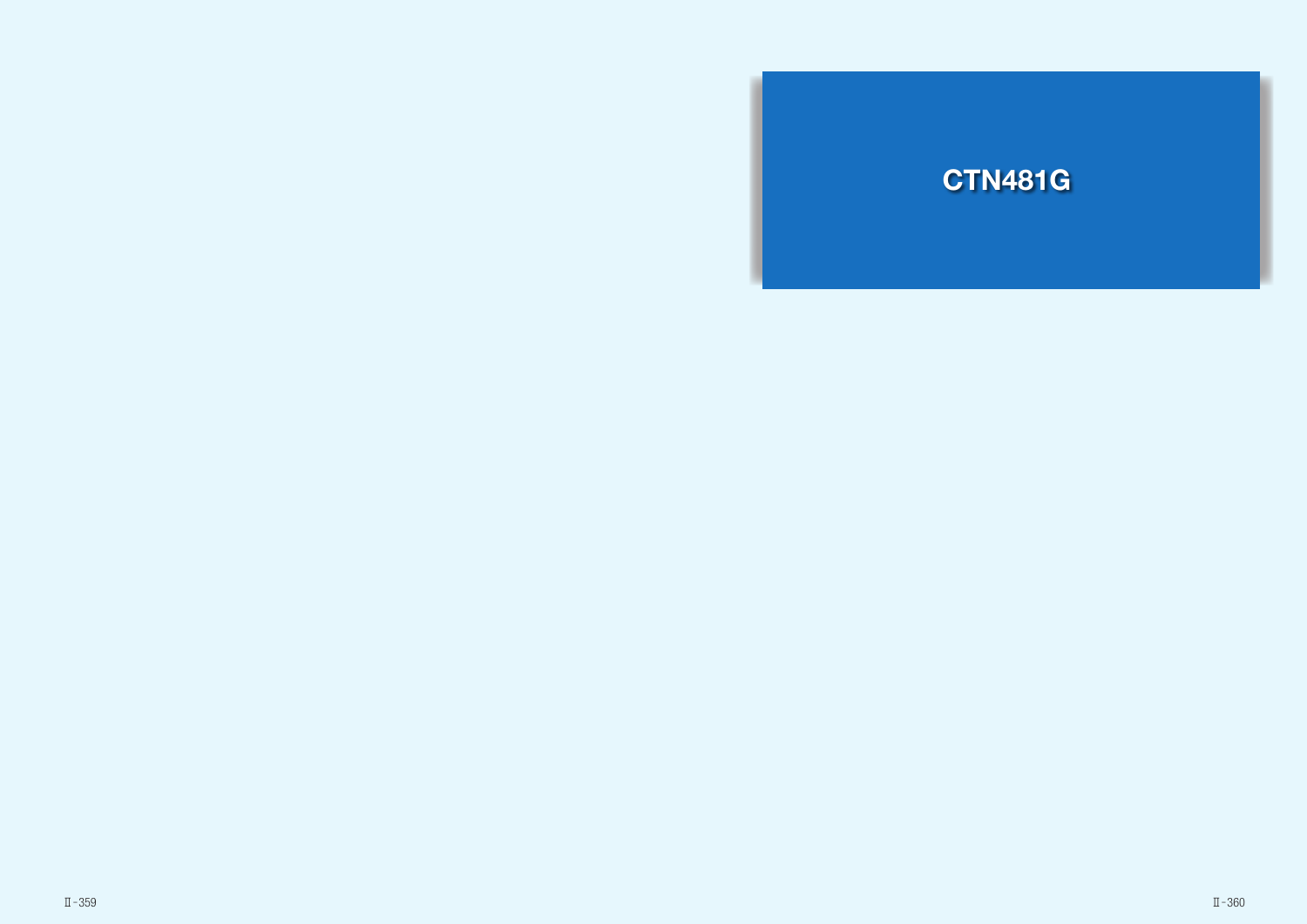# CTN481G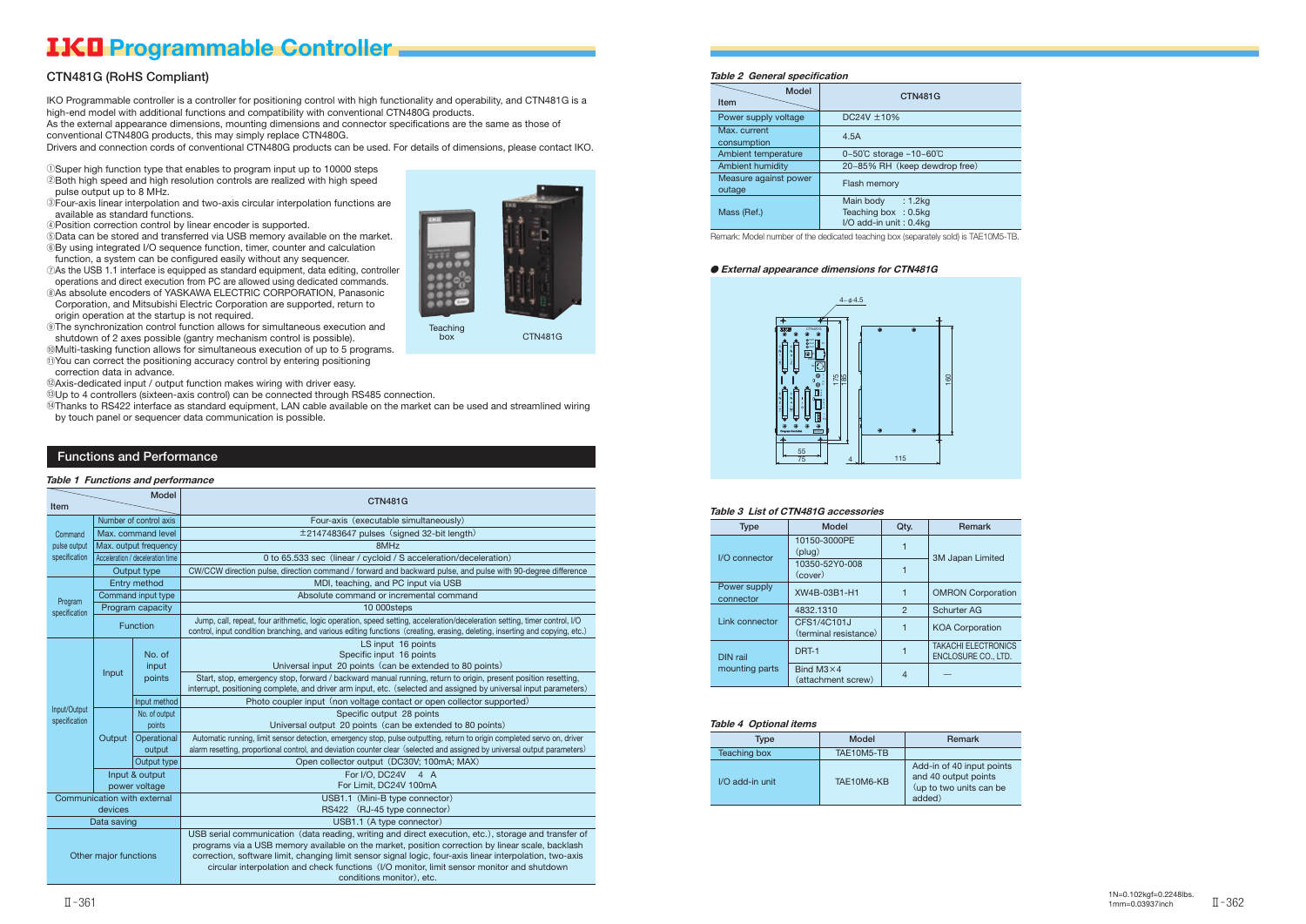# IKO Programmable Controller

## CTN481G (RoHS Compliant)

IKO Programmable controller is a controller for positioning control with high functionality and operability, and CTN481G is a high-end model with additional functions and compatibility with conventional CTN480G products.
As the external appearance dimensions, mounting dimensions and connector specifications are the same as those of conventional CTN480G products, this may simply replace CTN480G.
Drivers and connection cords of conventional CTN480G products can be used. For details of dimensions, please contact IKO.

① Super high function type that enables to program input up to 10000 steps
② Both high speed and high resolution controls are realized with high speed pulse output up to 8 MHz.
③ Four-axis linear interpolation and two-axis circular interpolation functions are available as standard functions.
④ Position correction control by linear encoder is supported.
⑤ Data can be stored and transferred via USB memory available on the market.
⑥ By using integrated I/O sequence function, timer, counter and calculation function, a system can be configured easily without any sequencer.
⑦ As the USB 1.1 interface is equipped as standard equipment, data editing, controller operations and direct execution from PC are allowed using dedicated commands.
⑧ As absolute encoders of YASKAWA ELECTRIC CORPORATION, Panasonic Corporation, and Mitsubishi Electric Corporation are supported, return to origin operation at the startup is not required.
⑨ The synchronization control function allows for simultaneous execution and shutdown of 2 axes possible (gantry mechanism control is possible).
⑩ Multi-tasking function allows for simultaneous execution of up to 5 programs.
⑪ You can correct the positioning accuracy control by entering positioning correction data in advance.
⑫ Axis-dedicated input / output function makes wiring with driver easy.
⑬ Up to 4 controllers (sixteen-axis control) can be connected through RS485 connection.
⑭ Thanks to RS422 interface as standard equipment, LAN cable available on the market can be used and streamlined wiring by touch panel or sequencer data communication is possible.

Teaching box　　CTN481G

## Functions and Performance

*Table 1 Functions and performance*

| Item | | | CTN481G |
|---|---|---|---|
| Command pulse output specification | Number of control axis | | Four-axis (executable simultaneously) |
| | Max. command level | | ±2147483647 pulses (signed 32-bit length) |
| | Max. output frequency | | 8MHz |
| | Acceleration / deceleration time | | 0 to 65.533 sec (linear / cycloid / S acceleration/deceleration) |
| | Output type | | CW/CCW direction pulse, direction command / forward and backward pulse, and pulse with 90-degree difference |
| Program specification | Entry method | | MDI, teaching, and PC input via USB |
| | Command input type | | Absolute command or incremental command |
| | Program capacity | | 10 000steps |
| | Function | | Jump, call, repeat, four arithmetic, logic operation, speed setting, acceleration/deceleration setting, timer control, I/O control, input condition branching, and various editing functions (creating, erasing, deleting, inserting and copying, etc.) |
| Input/Output specification | Input | No. of input points | LS input 16 points<br>Specific input 16 points<br>Universal input 20 points (can be extended to 80 points) |
| | | | Start, stop, emergency stop, forward / backward manual running, return to origin, present position resetting, interrupt, positioning complete, and driver arm input, etc. (selected and assigned by universal input parameters) |
| | | Input method | Photo coupler input (non voltage contact or open collector supported) |
| | Output | No. of output points | Specific output 28 points<br>Universal output 20 points (can be extended to 80 points) |
| | | Operational output | Automatic running, limit sensor detection, emergency stop, pulse outputting, return to origin completed servo on, driver alarm resetting, proportional control, and deviation counter clear (selected and assigned by universal output parameters) |
| | | Output type | Open collector output (DC30V; 100mA; MAX) |
| | Input & output power voltage | | For I/O, DC24V 4 A<br>For Limit, DC24V 100mA |
| Communication with external devices | | | USB1.1 (Mini-B type connector)<br>RS422 (RJ-45 type connector) |
| Data saving | | | USB1.1 (A type connector) |
| Other major functions | | | USB serial communication (data reading, writing and direct execution, etc.), storage and transfer of programs via a USB memory available on the market, position correction by linear scale, backlash correction, software limit, changing limit sensor signal logic, four-axis linear interpolation, two-axis circular interpolation and check functions (I/O monitor, limit sensor monitor and shutdown conditions monitor), etc. |

*Table 2 General specification*

| Item | CTN481G |
|---|---|
| Power supply voltage | DC24V ±10% |
| Max. current consumption | 4.5A |
| Ambient temperature | 0~50℃ storage −10~60℃ |
| Ambient humidity | 20~85% RH (keep dewdrop free) |
| Measure against power outage | Flash memory |
| Mass (Ref.) | Main body : 1.2kg<br>Teaching box : 0.5kg<br>I/O add-in unit : 0.4kg |

Remark: Model number of the dedicated teaching box (separately sold) is TAE10M5-TB.

● ***External appearance dimensions for CTN481G***

4−φ4.5
175
185
160
55
75
4
115

*Table 3 List of CTN481G accessories*

| Type | Model | Qty. | Remark |
|---|---|---|---|
| I/O connector | 10150-3000PE (plug) | 1 | 3M Japan Limited |
| | 10350-52Y0-008 (cover) | 1 | |
| Power supply connector | XW4B-03B1-H1 | 1 | OMRON Corporation |
| Link connector | 4832.1310 | 2 | Schurter AG |
| | CFS1/4C101J (terminal resistance) | 1 | KOA Corporation |
| DIN rail mounting parts | DRT-1 | 1 | TAKACHI ELECTRONICS ENCLOSURE CO., LTD. |
| | Bind M3×4 (attachment screw) | 4 | — |

*Table 4 Optional items*

| Type | Model | Remark |
|---|---|---|
| Teaching box | TAE10M5-TB | |
| I/O add-in unit | TAE10M6-KB | Add-in of 40 input points and 40 output points (up to two units can be added) |

1N=0.102kgf=0.2248lbs.
1mm=0.03937inch